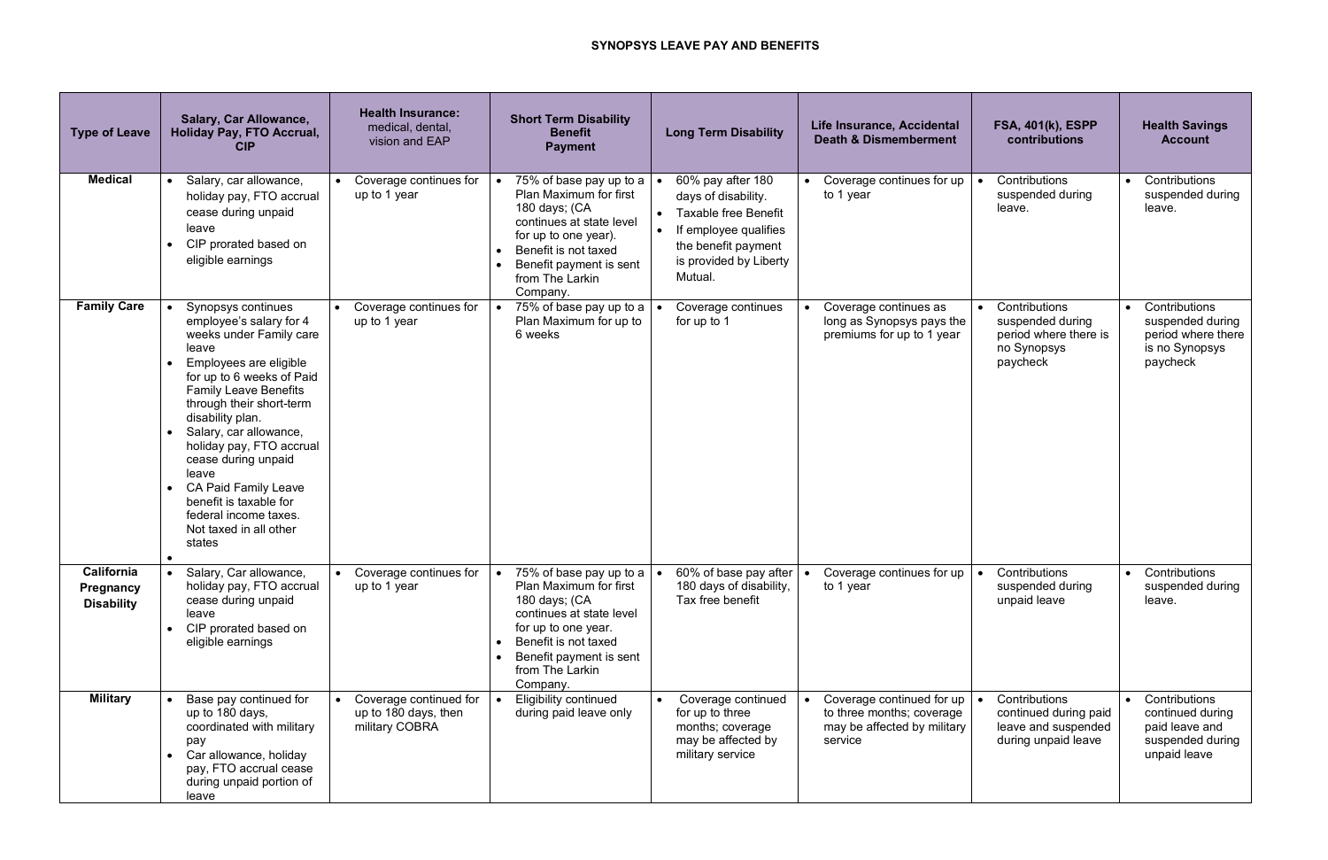# SYNOPSYS LEAVE PAY AND BENEFITS

| Type of Leave | Salary, Car Allowance, Holiday Pay, FTO Accrual, CIP | Health Insurance: medical, dental, vision and EAP | Short Term Disability Benefit Payment | Long Term Disability | Life Insurance, Accidental Death & Dismemberment | FSA, 401(k), ESPP contributions | Health Savings Account |
|---|---|---|---|---|---|---|---|
| **Medical** | • Salary, car allowance, holiday pay, FTO accrual cease during unpaid leave<br>• CIP prorated based on eligible earnings | • Coverage continues for up to 1 year | • 75% of base pay up to a Plan Maximum for first 180 days; (CA continues at state level for up to one year).<br>• Benefit is not taxed<br>• Benefit payment is sent from The Larkin Company. | • 60% pay after 180 days of disability.<br>• Taxable free Benefit<br>• If employee qualifies the benefit payment is provided by Liberty Mutual. | • Coverage continues for up to 1 year | • Contributions suspended during leave. | • Contributions suspended during leave. |
| **Family Care** | • Synopsys continues employee's salary for 4 weeks under Family care leave<br>• Employees are eligible for up to 6 weeks of Paid Family Leave Benefits through their short-term disability plan.<br>• Salary, car allowance, holiday pay, FTO accrual cease during unpaid leave<br>• CA Paid Family Leave benefit is taxable for federal income taxes. Not taxed in all other states<br>• | • Coverage continues for up to 1 year | • 75% of base pay up to a Plan Maximum for up to 6 weeks | • Coverage continues for up to 1 | • Coverage continues as long as Synopsys pays the premiums for up to 1 year | • Contributions suspended during period where there is no Synopsys paycheck | • Contributions suspended during period where there is no Synopsys paycheck |
| **California Pregnancy Disability** | • Salary, Car allowance, holiday pay, FTO accrual cease during unpaid leave<br>• CIP prorated based on eligible earnings | • Coverage continues for up to 1 year | • 75% of base pay up to a Plan Maximum for first 180 days; (CA continues at state level for up to one year.<br>• Benefit is not taxed<br>• Benefit payment is sent from The Larkin Company. | • 60% of base pay after 180 days of disability, Tax free benefit | • Coverage continues for up to 1 year | • Contributions suspended during unpaid leave | • Contributions suspended during leave. |
| **Military** | • Base pay continued for up to 180 days, coordinated with military pay<br>• Car allowance, holiday pay, FTO accrual cease during unpaid portion of leave | • Coverage continued for up to 180 days, then military COBRA | • Eligibility continued during paid leave only | • Coverage continued for up to three months; coverage may be affected by military service | • Coverage continued for up to three months; coverage may be affected by military service | • Contributions continued during paid leave and suspended during unpaid leave | • Contributions continued during paid leave and suspended during unpaid leave |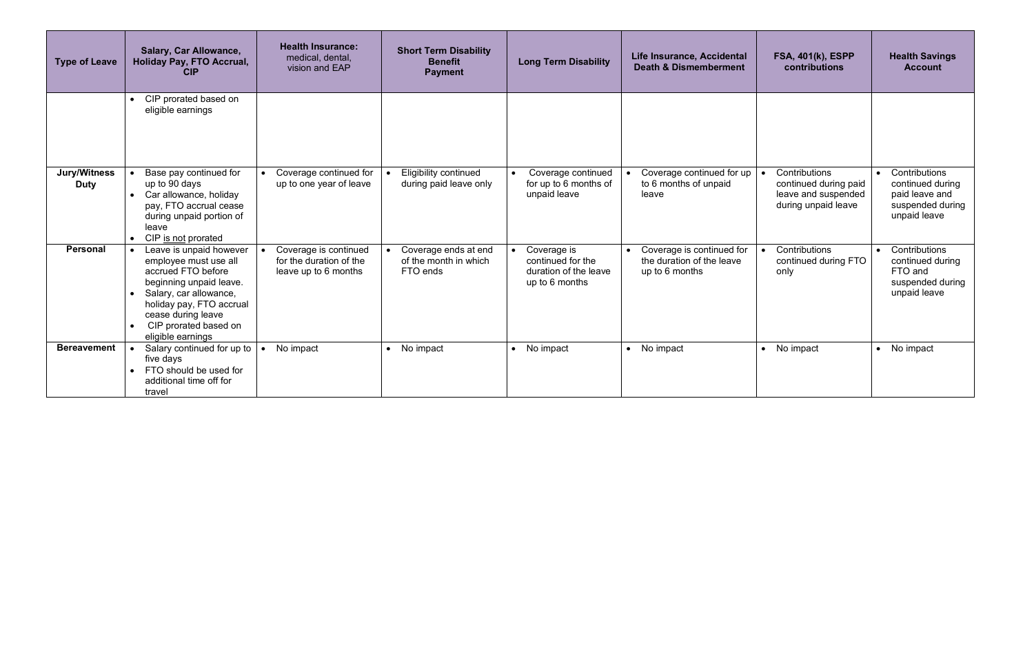| Type of Leave | Salary, Car Allowance, Holiday Pay, FTO Accrual, CIP | Health Insurance: medical, dental, vision and EAP | Short Term Disability Benefit Payment | Long Term Disability | Life Insurance, Accidental Death & Dismemberment | FSA, 401(k), ESPP contributions | Health Savings Account |
|---|---|---|---|---|---|---|---|
| | • CIP prorated based on eligible earnings | | | | | | |
| **Jury/Witness Duty** | • Base pay continued for up to 90 days<br>• Car allowance, holiday pay, FTO accrual cease during unpaid portion of leave<br>• CIP is not prorated | • Coverage continued for up to one year of leave | • Eligibility continued during paid leave only | • Coverage continued for up to 6 months of unpaid leave | • Coverage continued for up to 6 months of unpaid leave | • Contributions continued during paid leave and suspended during unpaid leave | • Contributions continued during paid leave and suspended during unpaid leave |
| **Personal** | • Leave is unpaid however employee must use all accrued FTO before beginning unpaid leave.<br>• Salary, car allowance, holiday pay, FTO accrual cease during leave<br>• CIP prorated based on eligible earnings | • Coverage is continued for the duration of the leave up to 6 months | • Coverage ends at end of the month in which FTO ends | • Coverage is continued for the duration of the leave up to 6 months | • Coverage is continued for the duration of the leave up to 6 months | • Contributions continued during FTO only | • Contributions continued during FTO and suspended during unpaid leave |
| **Bereavement** | • Salary continued for up to five days<br>• FTO should be used for additional time off for travel | • No impact | • No impact | • No impact | • No impact | • No impact | • No impact |